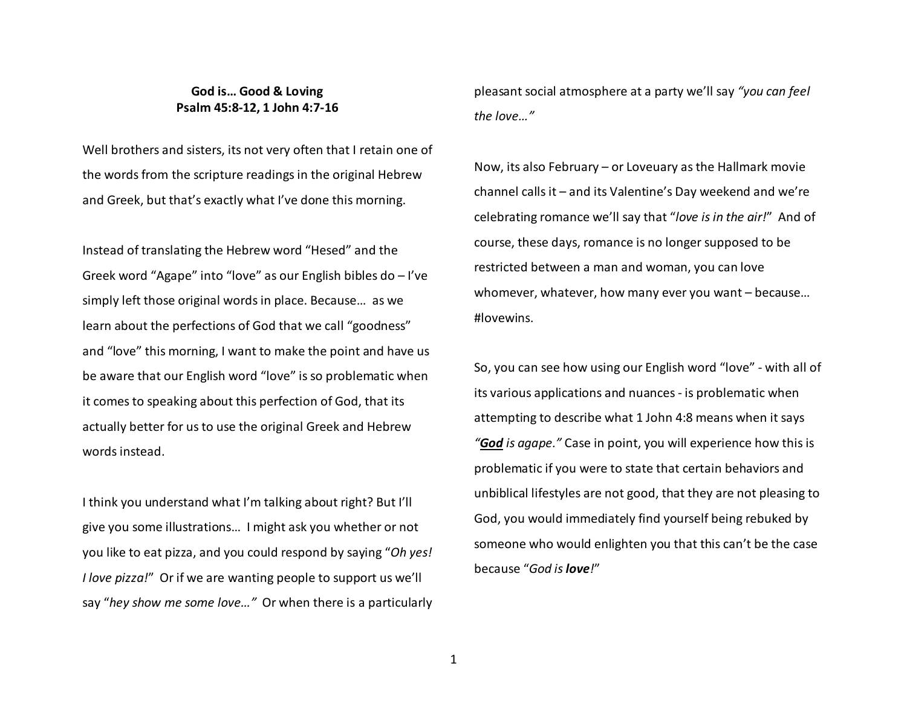**God is… Good & Loving**
**Psalm 45:8-12, 1 John 4:7-16**

Well brothers and sisters, its not very often that I retain one of the words from the scripture readings in the original Hebrew and Greek, but that's exactly what I've done this morning.

Instead of translating the Hebrew word "Hesed" and the Greek word "Agape" into "love" as our English bibles do – I've simply left those original words in place. Because… as we learn about the perfections of God that we call "goodness" and "love" this morning, I want to make the point and have us be aware that our English word "love" is so problematic when it comes to speaking about this perfection of God, that its actually better for us to use the original Greek and Hebrew words instead.

I think you understand what I'm talking about right? But I'll give you some illustrations… I might ask you whether or not you like to eat pizza, and you could respond by saying "*Oh yes! I love pizza!*" Or if we are wanting people to support us we'll say "*hey show me some love…*" Or when there is a particularly pleasant social atmosphere at a party we'll say *"you can feel the love…"*

Now, its also February – or Loveuary as the Hallmark movie channel calls it – and its Valentine's Day weekend and we're celebrating romance we'll say that "*love is in the air!*" And of course, these days, romance is no longer supposed to be restricted between a man and woman, you can love whomever, whatever, how many ever you want – because… #lovewins.

So, you can see how using our English word "love" - with all of its various applications and nuances - is problematic when attempting to describe what 1 John 4:8 means when it says *"**<u>God</u>** is agape."* Case in point, you will experience how this is problematic if you were to state that certain behaviors and unbiblical lifestyles are not good, that they are not pleasing to God, you would immediately find yourself being rebuked by someone who would enlighten you that this can't be the case because "*God is **love**!*"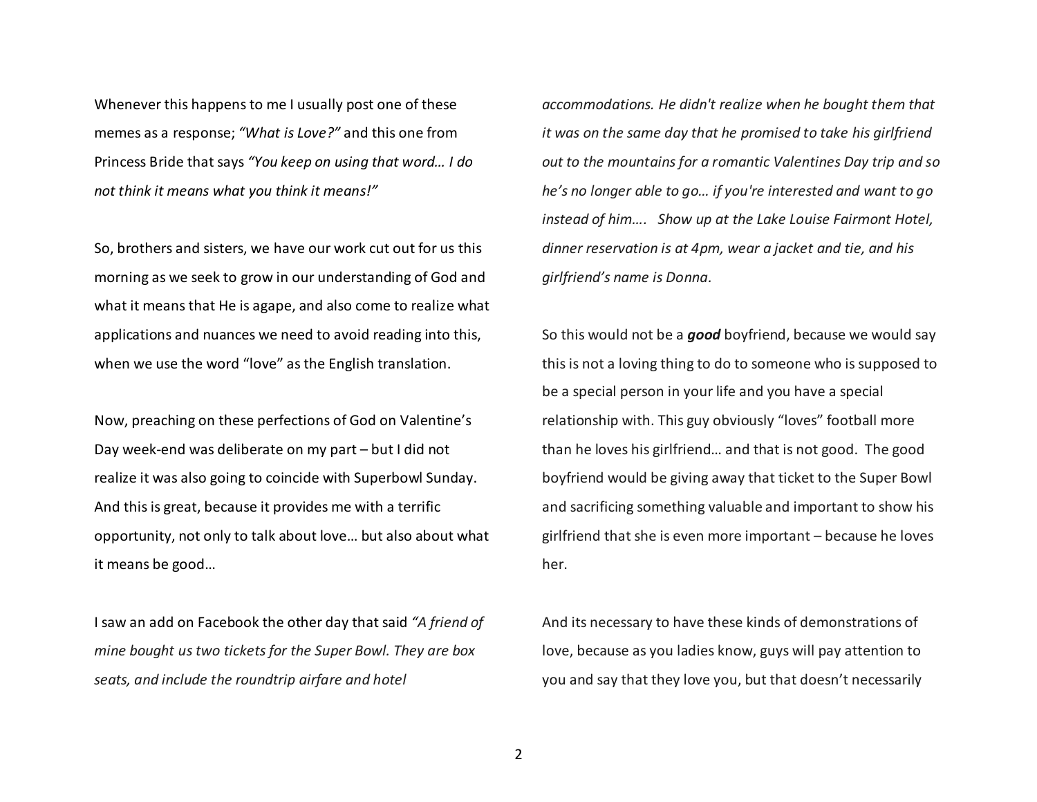Whenever this happens to me I usually post one of these memes as a response; *"What is Love?"* and this one from Princess Bride that says *"You keep on using that word… I do not think it means what you think it means!"*

So, brothers and sisters, we have our work cut out for us this morning as we seek to grow in our understanding of God and what it means that He is agape, and also come to realize what applications and nuances we need to avoid reading into this, when we use the word "love" as the English translation.

Now, preaching on these perfections of God on Valentine's Day week-end was deliberate on my part – but I did not realize it was also going to coincide with Superbowl Sunday. And this is great, because it provides me with a terrific opportunity, not only to talk about love… but also about what it means be good…

I saw an add on Facebook the other day that said *"A friend of mine bought us two tickets for the Super Bowl. They are box seats, and include the roundtrip airfare and hotel accommodations. He didn't realize when he bought them that it was on the same day that he promised to take his girlfriend out to the mountains for a romantic Valentines Day trip and so he's no longer able to go… if you're interested and want to go instead of him…. Show up at the Lake Louise Fairmont Hotel, dinner reservation is at 4pm, wear a jacket and tie, and his girlfriend's name is Donna.*

So this would not be a ***good*** boyfriend, because we would say this is not a loving thing to do to someone who is supposed to be a special person in your life and you have a special relationship with. This guy obviously "loves" football more than he loves his girlfriend… and that is not good. The good boyfriend would be giving away that ticket to the Super Bowl and sacrificing something valuable and important to show his girlfriend that she is even more important – because he loves her.

And its necessary to have these kinds of demonstrations of love, because as you ladies know, guys will pay attention to you and say that they love you, but that doesn't necessarily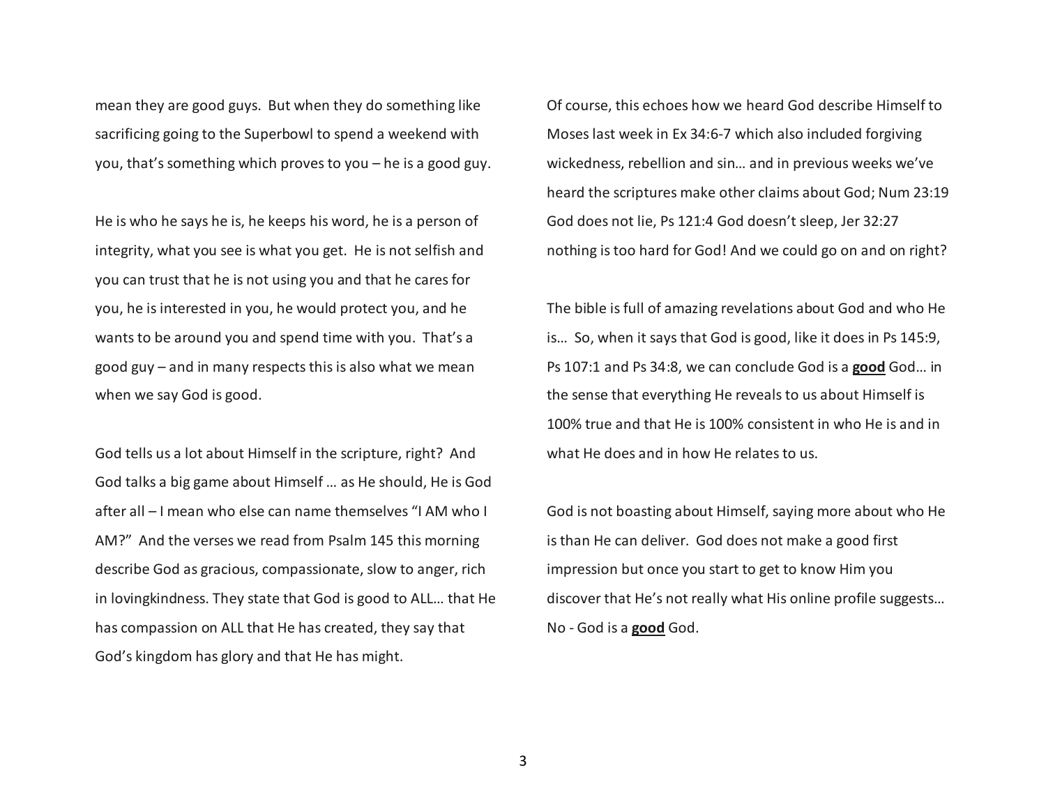mean they are good guys. But when they do something like sacrificing going to the Superbowl to spend a weekend with you, that's something which proves to you – he is a good guy.

He is who he says he is, he keeps his word, he is a person of integrity, what you see is what you get. He is not selfish and you can trust that he is not using you and that he cares for you, he is interested in you, he would protect you, and he wants to be around you and spend time with you. That's a good guy – and in many respects this is also what we mean when we say God is good.

God tells us a lot about Himself in the scripture, right? And God talks a big game about Himself … as He should, He is God after all – I mean who else can name themselves "I AM who I AM?" And the verses we read from Psalm 145 this morning describe God as gracious, compassionate, slow to anger, rich in lovingkindness. They state that God is good to ALL… that He has compassion on ALL that He has created, they say that God's kingdom has glory and that He has might.

Of course, this echoes how we heard God describe Himself to Moses last week in Ex 34:6-7 which also included forgiving wickedness, rebellion and sin… and in previous weeks we've heard the scriptures make other claims about God; Num 23:19 God does not lie, Ps 121:4 God doesn't sleep, Jer 32:27 nothing is too hard for God! And we could go on and on right?

The bible is full of amazing revelations about God and who He is… So, when it says that God is good, like it does in Ps 145:9, Ps 107:1 and Ps 34:8, we can conclude God is a **good** God… in the sense that everything He reveals to us about Himself is 100% true and that He is 100% consistent in who He is and in what He does and in how He relates to us.

God is not boasting about Himself, saying more about who He is than He can deliver. God does not make a good first impression but once you start to get to know Him you discover that He's not really what His online profile suggests… No - God is a **good** God.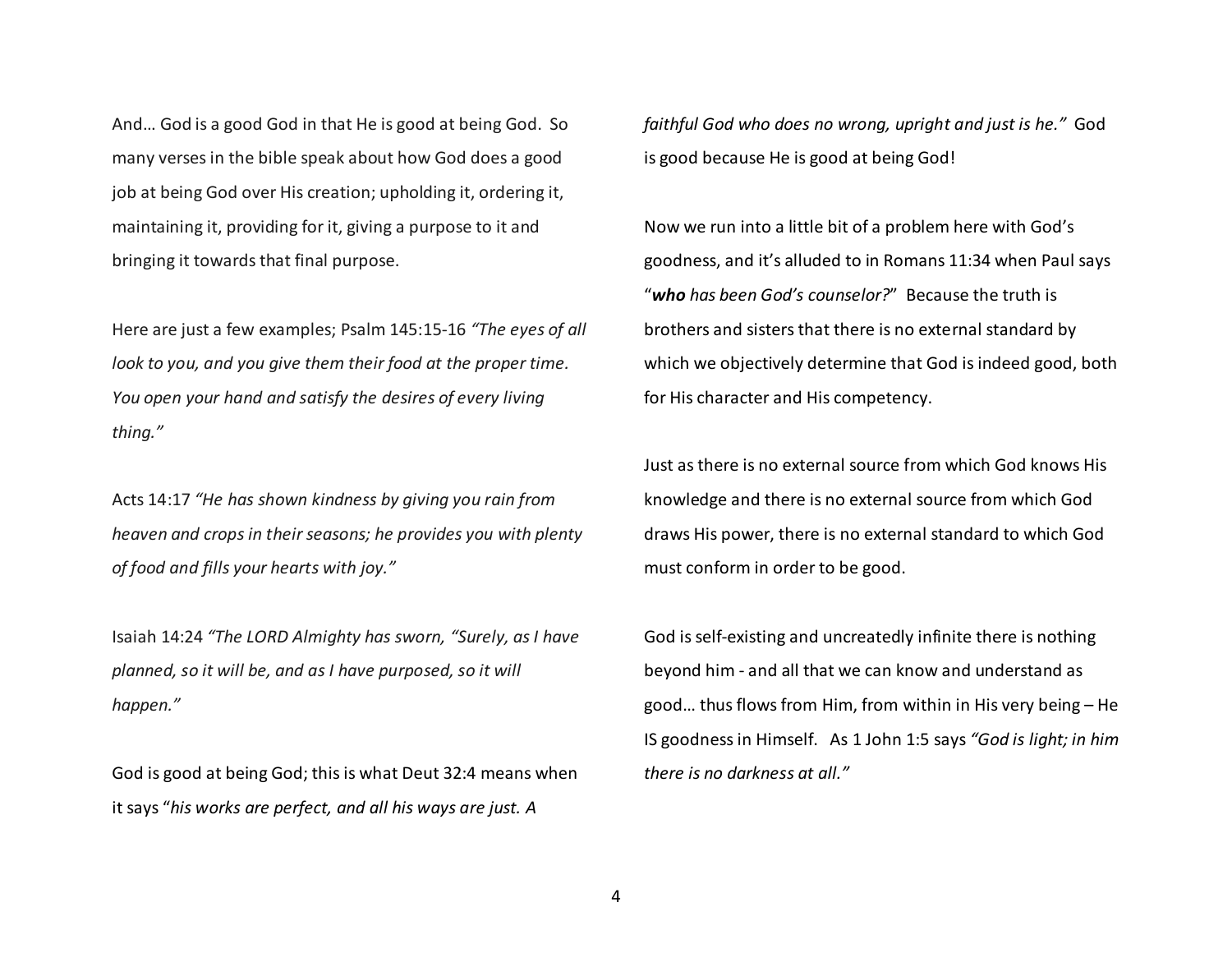And… God is a good God in that He is good at being God. So many verses in the bible speak about how God does a good job at being God over His creation; upholding it, ordering it, maintaining it, providing for it, giving a purpose to it and bringing it towards that final purpose.

Here are just a few examples; Psalm 145:15-16 *"The eyes of all look to you, and you give them their food at the proper time. You open your hand and satisfy the desires of every living thing."*

Acts 14:17 *"He has shown kindness by giving you rain from heaven and crops in their seasons; he provides you with plenty of food and fills your hearts with joy."*

Isaiah 14:24 *"The LORD Almighty has sworn, "Surely, as I have planned, so it will be, and as I have purposed, so it will happen."*

God is good at being God; this is what Deut 32:4 means when it says "*his works are perfect, and all his ways are just. A faithful God who does no wrong, upright and just is he."* God is good because He is good at being God!

Now we run into a little bit of a problem here with God's goodness, and it's alluded to in Romans 11:34 when Paul says "***who** has been God's counselor?*" Because the truth is brothers and sisters that there is no external standard by which we objectively determine that God is indeed good, both for His character and His competency.

Just as there is no external source from which God knows His knowledge and there is no external source from which God draws His power, there is no external standard to which God must conform in order to be good.

God is self-existing and uncreatedly infinite there is nothing beyond him - and all that we can know and understand as good… thus flows from Him, from within in His very being – He IS goodness in Himself. As 1 John 1:5 says *"God is light; in him there is no darkness at all."*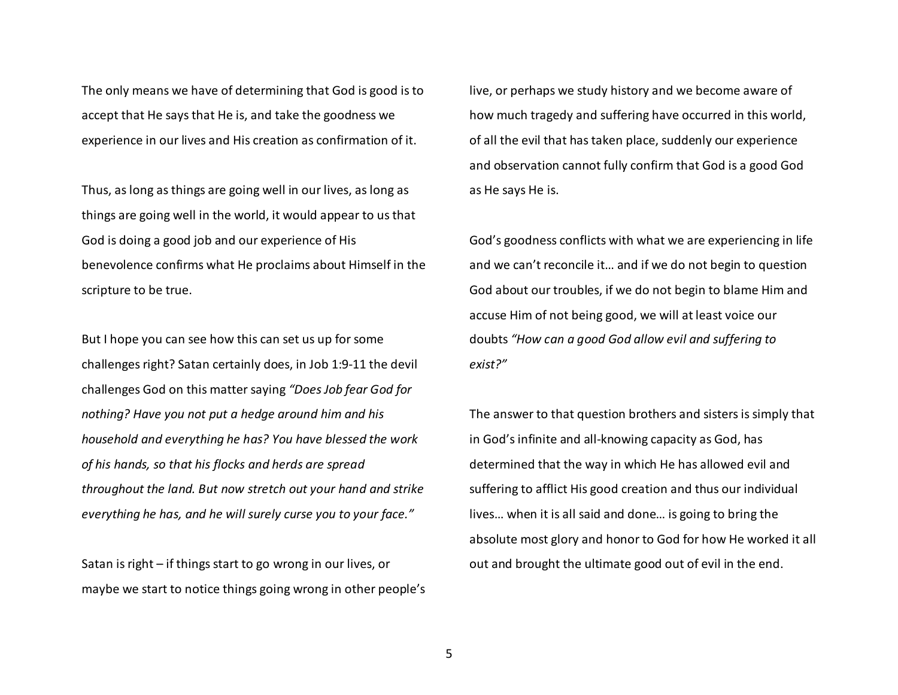The only means we have of determining that God is good is to accept that He says that He is, and take the goodness we experience in our lives and His creation as confirmation of it.

Thus, as long as things are going well in our lives, as long as things are going well in the world, it would appear to us that God is doing a good job and our experience of His benevolence confirms what He proclaims about Himself in the scripture to be true.

But I hope you can see how this can set us up for some challenges right? Satan certainly does, in Job 1:9-11 the devil challenges God on this matter saying *"Does Job fear God for nothing? Have you not put a hedge around him and his household and everything he has? You have blessed the work of his hands, so that his flocks and herds are spread throughout the land. But now stretch out your hand and strike everything he has, and he will surely curse you to your face."*

Satan is right – if things start to go wrong in our lives, or maybe we start to notice things going wrong in other people's live, or perhaps we study history and we become aware of how much tragedy and suffering have occurred in this world, of all the evil that has taken place, suddenly our experience and observation cannot fully confirm that God is a good God as He says He is.

God's goodness conflicts with what we are experiencing in life and we can't reconcile it… and if we do not begin to question God about our troubles, if we do not begin to blame Him and accuse Him of not being good, we will at least voice our doubts *"How can a good God allow evil and suffering to exist?"*

The answer to that question brothers and sisters is simply that in God's infinite and all-knowing capacity as God, has determined that the way in which He has allowed evil and suffering to afflict His good creation and thus our individual lives… when it is all said and done… is going to bring the absolute most glory and honor to God for how He worked it all out and brought the ultimate good out of evil in the end.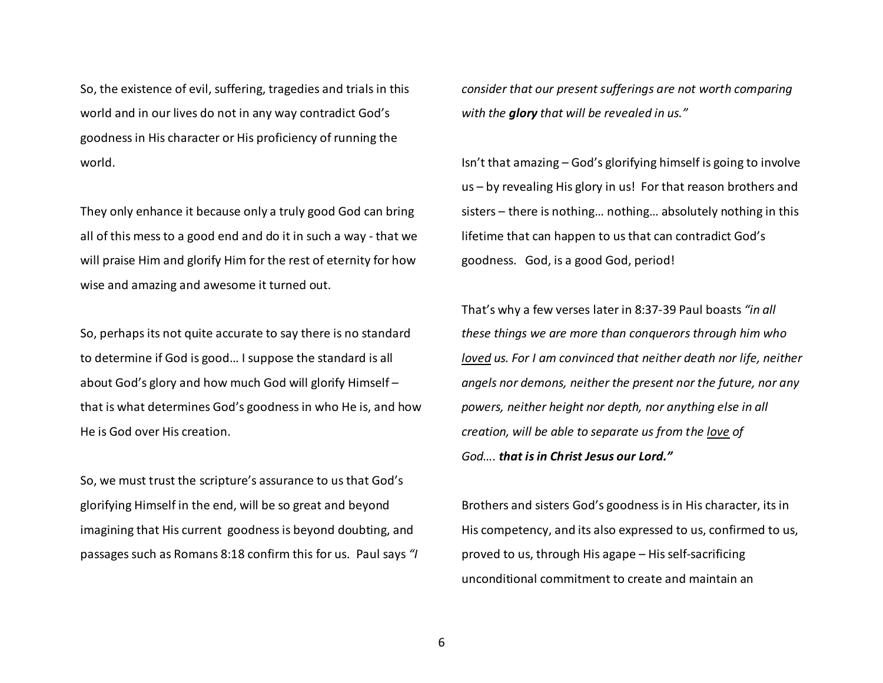So, the existence of evil, suffering, tragedies and trials in this world and in our lives do not in any way contradict God's goodness in His character or His proficiency of running the world.

They only enhance it because only a truly good God can bring all of this mess to a good end and do it in such a way - that we will praise Him and glorify Him for the rest of eternity for how wise and amazing and awesome it turned out.

So, perhaps its not quite accurate to say there is no standard to determine if God is good… I suppose the standard is all about God's glory and how much God will glorify Himself – that is what determines God's goodness in who He is, and how He is God over His creation.

So, we must trust the scripture's assurance to us that God's glorifying Himself in the end, will be so great and beyond imagining that His current goodness is beyond doubting, and passages such as Romans 8:18 confirm this for us. Paul says *"I consider that our present sufferings are not worth comparing with the **glory** that will be revealed in us."*

Isn't that amazing – God's glorifying himself is going to involve us – by revealing His glory in us! For that reason brothers and sisters – there is nothing… nothing… absolutely nothing in this lifetime that can happen to us that can contradict God's goodness. God, is a good God, period!

That's why a few verses later in 8:37-39 Paul boasts *"in all these things we are more than conquerors through him who <u>loved</u> us. For I am convinced that neither death nor life, neither angels nor demons, neither the present nor the future, nor any powers, neither height nor depth, nor anything else in all creation, will be able to separate us from the <u>love</u> of God…. **that is in Christ Jesus our Lord."***

Brothers and sisters God's goodness is in His character, its in His competency, and its also expressed to us, confirmed to us, proved to us, through His agape – His self-sacrificing unconditional commitment to create and maintain an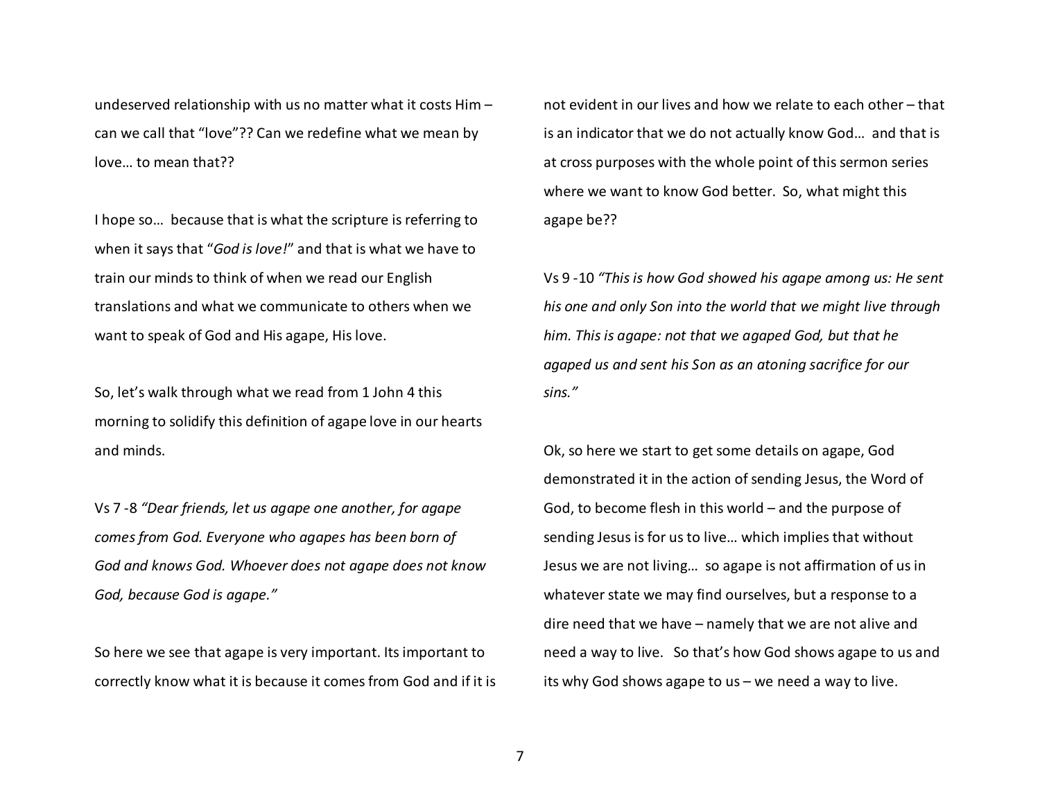undeserved relationship with us no matter what it costs Him – can we call that "love"?? Can we redefine what we mean by love… to mean that??

I hope so… because that is what the scripture is referring to when it says that "*God is love!*" and that is what we have to train our minds to think of when we read our English translations and what we communicate to others when we want to speak of God and His agape, His love.

So, let's walk through what we read from 1 John 4 this morning to solidify this definition of agape love in our hearts and minds.

Vs 7 -8 *"Dear friends, let us agape one another, for agape comes from God. Everyone who agapes has been born of God and knows God. Whoever does not agape does not know God, because God is agape."*

So here we see that agape is very important. Its important to correctly know what it is because it comes from God and if it is not evident in our lives and how we relate to each other – that is an indicator that we do not actually know God… and that is at cross purposes with the whole point of this sermon series where we want to know God better. So, what might this agape be??

Vs 9 -10 *"This is how God showed his agape among us: He sent his one and only Son into the world that we might live through him. This is agape: not that we agaped God, but that he agaped us and sent his Son as an atoning sacrifice for our sins."*

Ok, so here we start to get some details on agape, God demonstrated it in the action of sending Jesus, the Word of God, to become flesh in this world – and the purpose of sending Jesus is for us to live… which implies that without Jesus we are not living… so agape is not affirmation of us in whatever state we may find ourselves, but a response to a dire need that we have – namely that we are not alive and need a way to live. So that's how God shows agape to us and its why God shows agape to us – we need a way to live.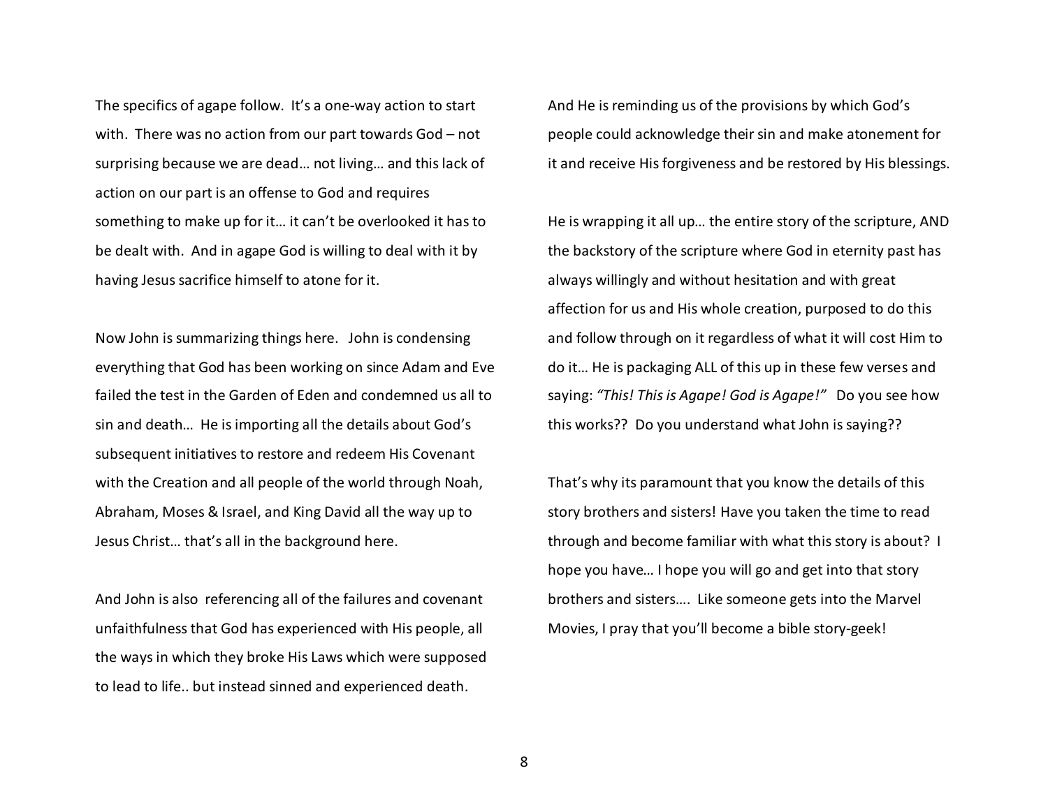The specifics of agape follow. It's a one-way action to start with. There was no action from our part towards God – not surprising because we are dead… not living… and this lack of action on our part is an offense to God and requires something to make up for it… it can't be overlooked it has to be dealt with. And in agape God is willing to deal with it by having Jesus sacrifice himself to atone for it.

Now John is summarizing things here. John is condensing everything that God has been working on since Adam and Eve failed the test in the Garden of Eden and condemned us all to sin and death… He is importing all the details about God's subsequent initiatives to restore and redeem His Covenant with the Creation and all people of the world through Noah, Abraham, Moses & Israel, and King David all the way up to Jesus Christ… that's all in the background here.

And John is also referencing all of the failures and covenant unfaithfulness that God has experienced with His people, all the ways in which they broke His Laws which were supposed to lead to life.. but instead sinned and experienced death.

And He is reminding us of the provisions by which God's people could acknowledge their sin and make atonement for it and receive His forgiveness and be restored by His blessings.

He is wrapping it all up… the entire story of the scripture, AND the backstory of the scripture where God in eternity past has always willingly and without hesitation and with great affection for us and His whole creation, purposed to do this and follow through on it regardless of what it will cost Him to do it… He is packaging ALL of this up in these few verses and saying: *"This! This is Agape! God is Agape!"* Do you see how this works?? Do you understand what John is saying??

That's why its paramount that you know the details of this story brothers and sisters! Have you taken the time to read through and become familiar with what this story is about? I hope you have… I hope you will go and get into that story brothers and sisters…. Like someone gets into the Marvel Movies, I pray that you'll become a bible story-geek!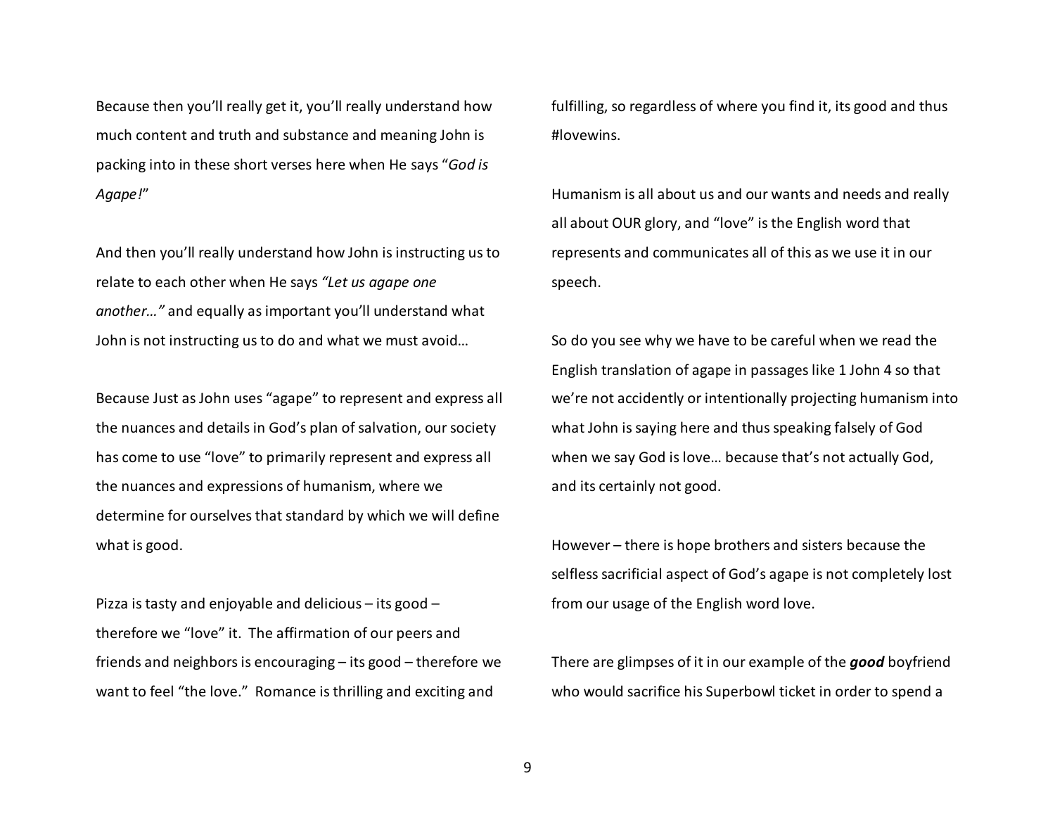Because then you'll really get it, you'll really understand how much content and truth and substance and meaning John is packing into in these short verses here when He says "*God is Agape!*"

And then you'll really understand how John is instructing us to relate to each other when He says *"Let us agape one another…"* and equally as important you'll understand what John is not instructing us to do and what we must avoid…

Because Just as John uses "agape" to represent and express all the nuances and details in God's plan of salvation, our society has come to use "love" to primarily represent and express all the nuances and expressions of humanism, where we determine for ourselves that standard by which we will define what is good.

Pizza is tasty and enjoyable and delicious – its good – therefore we "love" it. The affirmation of our peers and friends and neighbors is encouraging – its good – therefore we want to feel "the love." Romance is thrilling and exciting and fulfilling, so regardless of where you find it, its good and thus #lovewins.

Humanism is all about us and our wants and needs and really all about OUR glory, and "love" is the English word that represents and communicates all of this as we use it in our speech.

So do you see why we have to be careful when we read the English translation of agape in passages like 1 John 4 so that we're not accidently or intentionally projecting humanism into what John is saying here and thus speaking falsely of God when we say God is love… because that's not actually God, and its certainly not good.

However – there is hope brothers and sisters because the selfless sacrificial aspect of God's agape is not completely lost from our usage of the English word love.

There are glimpses of it in our example of the ***good*** boyfriend who would sacrifice his Superbowl ticket in order to spend a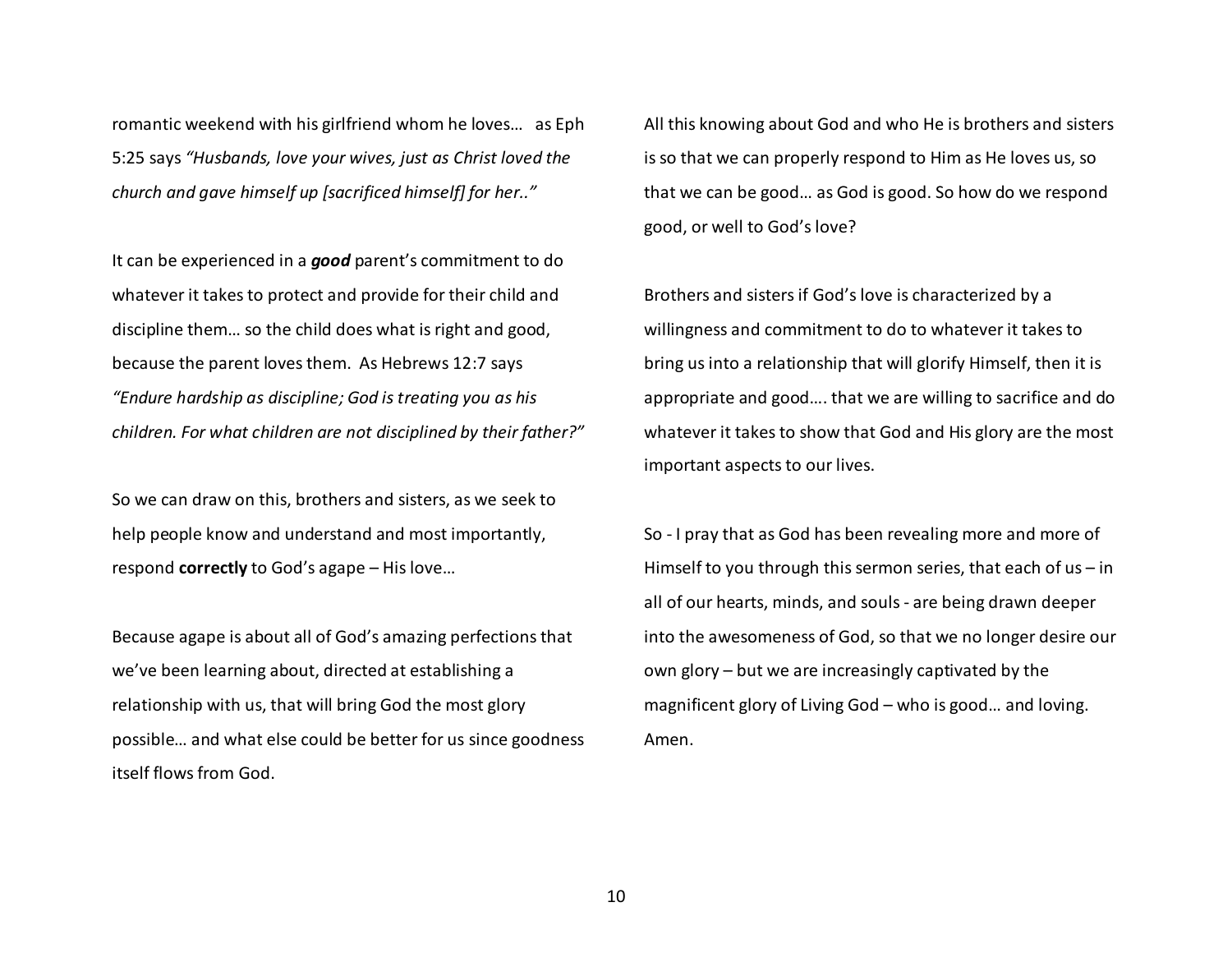romantic weekend with his girlfriend whom he loves… as Eph 5:25 says *"Husbands, love your wives, just as Christ loved the church and gave himself up [sacrificed himself] for her.."*

It can be experienced in a ***good*** parent's commitment to do whatever it takes to protect and provide for their child and discipline them… so the child does what is right and good, because the parent loves them. As Hebrews 12:7 says *"Endure hardship as discipline; God is treating you as his children. For what children are not disciplined by their father?"*

So we can draw on this, brothers and sisters, as we seek to help people know and understand and most importantly, respond **correctly** to God's agape – His love…

Because agape is about all of God's amazing perfections that we've been learning about, directed at establishing a relationship with us, that will bring God the most glory possible… and what else could be better for us since goodness itself flows from God.

All this knowing about God and who He is brothers and sisters is so that we can properly respond to Him as He loves us, so that we can be good… as God is good. So how do we respond good, or well to God's love?

Brothers and sisters if God's love is characterized by a willingness and commitment to do to whatever it takes to bring us into a relationship that will glorify Himself, then it is appropriate and good…. that we are willing to sacrifice and do whatever it takes to show that God and His glory are the most important aspects to our lives.

So - I pray that as God has been revealing more and more of Himself to you through this sermon series, that each of us – in all of our hearts, minds, and souls - are being drawn deeper into the awesomeness of God, so that we no longer desire our own glory – but we are increasingly captivated by the magnificent glory of Living God – who is good… and loving. Amen.